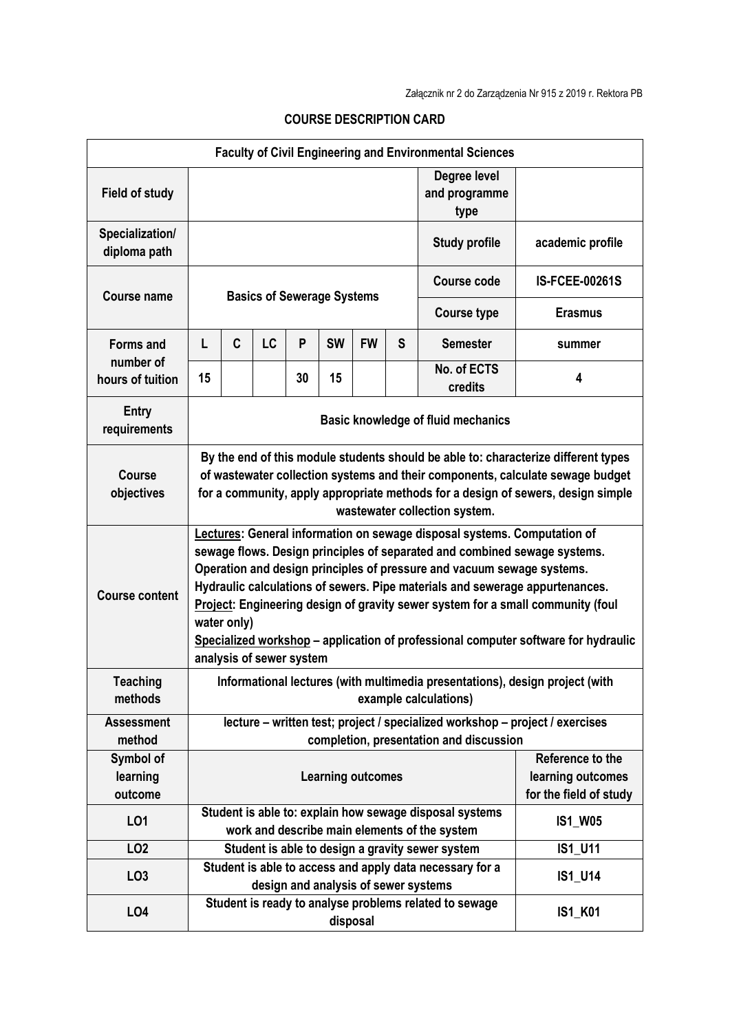Załącznik nr 2 do Zarządzenia Nr 915 z 2019 r. Rektora PB

# COURSE DESCRIPTION CARD

| Faculty of Civil Engineering and Environmental Sciences | | | | | | | | | |
|---|---|---|---|---|---|---|---|---|---|
| **Field of study** | | | | | | | | **Degree level and programme type** | |
| **Specialization/ diploma path** | | | | | | | | **Study profile** | **academic profile** |
| **Course name** | **Basics of Sewerage Systems** | | | | | | | **Course code** | **IS-FCEE-00261S** |
| | | | | | | | | **Course type** | **Erasmus** |
| **Forms and number of hours of tuition** | **L** | **C** | **LC** | **P** | **SW** | **FW** | **S** | **Semester** | **summer** |
| | **15** | | | **30** | **15** | | | **No. of ECTS credits** | **4** |
| **Entry requirements** | **Basic knowledge of fluid mechanics** | | | | | | | | |
| **Course objectives** | **By the end of this module students should be able to: characterize different types of wastewater collection systems and their components, calculate sewage budget for a community, apply appropriate methods for a design of sewers, design simple wastewater collection system.** | | | | | | | | |
| **Course content** | **Lectures: General information on sewage disposal systems. Computation of sewage flows. Design principles of separated and combined sewage systems. Operation and design principles of pressure and vacuum sewage systems. Hydraulic calculations of sewers. Pipe materials and sewerage appurtenances. Project: Engineering design of gravity sewer system for a small community (foul water only) Specialized workshop – application of professional computer software for hydraulic analysis of sewer system** | | | | | | | | |
| **Teaching methods** | **Informational lectures (with multimedia presentations), design project (with example calculations)** | | | | | | | | |
| **Assessment method** | **lecture – written test; project / specialized workshop – project / exercises completion, presentation and discussion** | | | | | | | | |
| **Symbol of learning outcome** | **Learning outcomes** | | | | | | | | **Reference to the learning outcomes for the field of study** |
| **LO1** | **Student is able to: explain how sewage disposal systems work and describe main elements of the system** | | | | | | | | **IS1_W05** |
| **LO2** | **Student is able to design a gravity sewer system** | | | | | | | | **IS1_U11** |
| **LO3** | **Student is able to access and apply data necessary for a design and analysis of sewer systems** | | | | | | | | **IS1_U14** |
| **LO4** | **Student is ready to analyse problems related to sewage disposal** | | | | | | | | **IS1_K01** |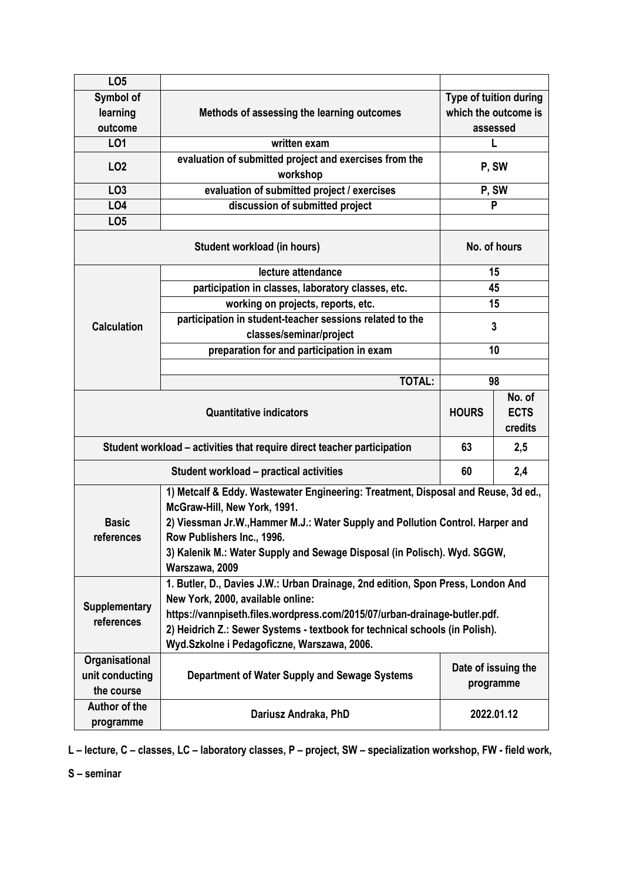| | | |
|---|---|---|
| **LO5** | | |
| **Symbol of learning outcome** | **Methods of assessing the learning outcomes** | **Type of tuition during which the outcome is assessed** |
| **LO1** | **written exam** | **L** |
| **LO2** | **evaluation of submitted project and exercises from the workshop** | **P, SW** |
| **LO3** | **evaluation of submitted project / exercises** | **P, SW** |
| **LO4** | **discussion of submitted project** | **P** |
| **LO5** | | |

| | | | |
|---|---|---|---|
| **Student workload (in hours)** | | **No. of hours** | |
| **Calculation** | **lecture attendance** | **15** | |
| | **participation in classes, laboratory classes, etc.** | **45** | |
| | **working on projects, reports, etc.** | **15** | |
| | **participation in student-teacher sessions related to the classes/seminar/project** | **3** | |
| | **preparation for and participation in exam** | **10** | |
| | | | |
| | **TOTAL:** | **98** | |
| **Quantitative indicators** | | **HOURS** | **No. of ECTS credits** |
| **Student workload – activities that require direct teacher participation** | | **63** | **2,5** |
| **Student workload – practical activities** | | **60** | **2,4** |

| | |
|---|---|
| **Basic references** | **1) Metcalf & Eddy. Wastewater Engineering: Treatment, Disposal and Reuse, 3d ed., McGraw-Hill, New York, 1991.**<br>**2) Viessman Jr.W.,Hammer M.J.: Water Supply and Pollution Control. Harper and Row Publishers Inc., 1996.**<br>**3) Kalenik M.: Water Supply and Sewage Disposal (in Polisch). Wyd. SGGW, Warszawa, 2009** |
| **Supplementary references** | **1. Butler, D., Davies J.W.: Urban Drainage, 2nd edition, Spon Press, London And New York, 2000, available online: https://vannpiseth.files.wordpress.com/2015/07/urban-drainage-butler.pdf.**<br>**2) Heidrich Z.: Sewer Systems - textbook for technical schools (in Polish). Wyd.Szkolne i Pedagoficzne, Warszawa, 2006.** |

| | | |
|---|---|---|
| **Organisational unit conducting the course** | **Department of Water Supply and Sewage Systems** | **Date of issuing the programme** |
| **Author of the programme** | **Dariusz Andraka, PhD** | **2022.01.12** |

**L – lecture, C – classes, LC – laboratory classes, P – project, SW – specialization workshop, FW - field work, S – seminar**